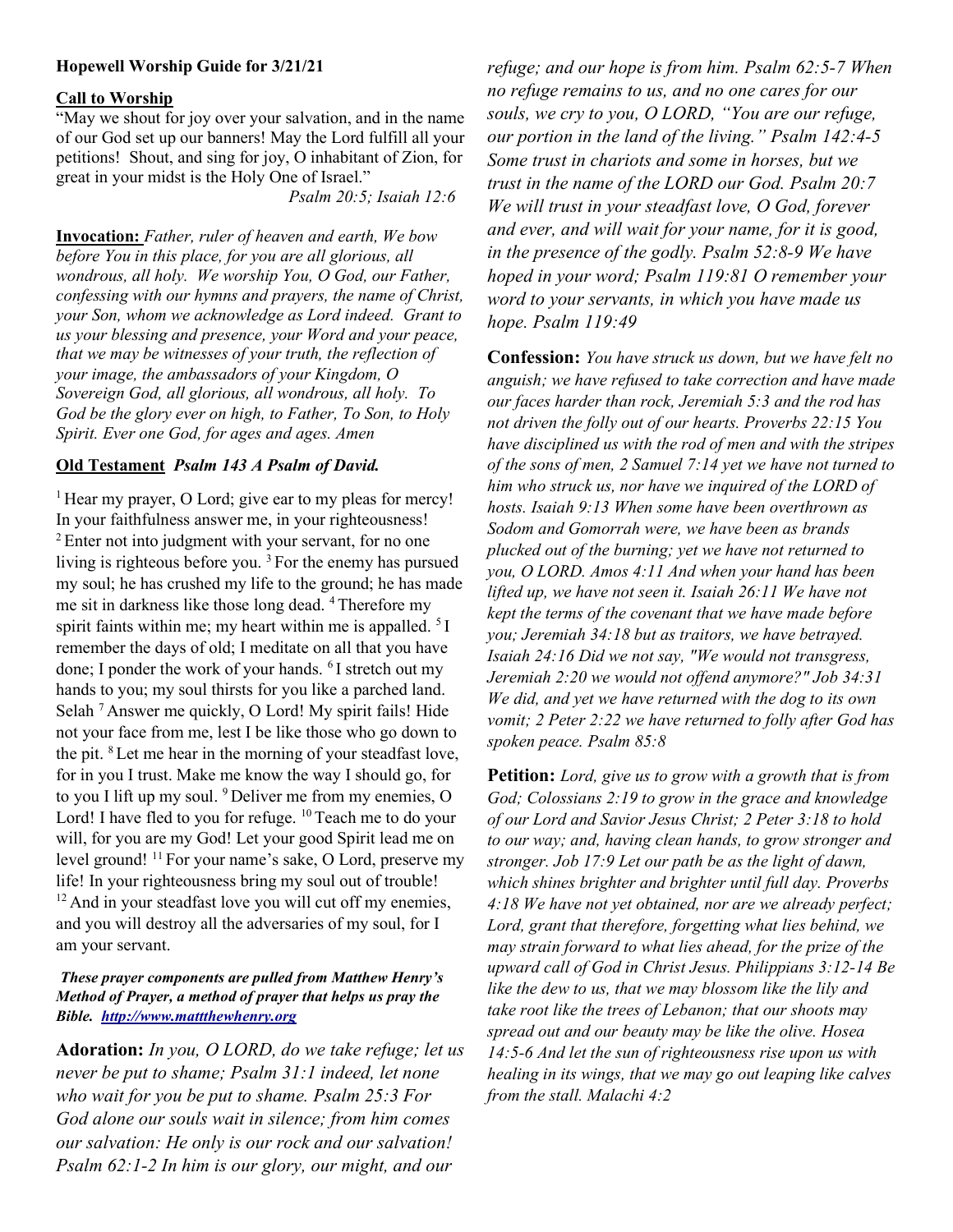**Hopewell Worship Guide for 3/21/21**

**Call to Worship**

"May we shout for joy over your salvation, and in the name of our God set up our banners! May the Lord fulfill all your petitions! Shout, and sing for joy, O inhabitant of Zion, for great in your midst is the Holy One of Israel."

*Psalm 20:5; Isaiah 12:6*

**Invocation:** *Father, ruler of heaven and earth, We bow before You in this place, for you are all glorious, all wondrous, all holy. We worship You, O God, our Father, confessing with our hymns and prayers, the name of Christ, your Son, whom we acknowledge as Lord indeed. Grant to us your blessing and presence, your Word and your peace, that we may be witnesses of your truth, the reflection of your image, the ambassadors of your Kingdom, O Sovereign God, all glorious, all wondrous, all holy. To God be the glory ever on high, to Father, To Son, to Holy Spirit. Ever one God, for ages and ages. Amen*

**Old Testament** ***Psalm 143 A Psalm of David.***

[1] Hear my prayer, O Lord; give ear to my pleas for mercy! In your faithfulness answer me, in your righteousness! [2] Enter not into judgment with your servant, for no one living is righteous before you. [3] For the enemy has pursued my soul; he has crushed my life to the ground; he has made me sit in darkness like those long dead. [4] Therefore my spirit faints within me; my heart within me is appalled. [5] I remember the days of old; I meditate on all that you have done; I ponder the work of your hands. [6] I stretch out my hands to you; my soul thirsts for you like a parched land. Selah [7] Answer me quickly, O Lord! My spirit fails! Hide not your face from me, lest I be like those who go down to the pit. [8] Let me hear in the morning of your steadfast love, for in you I trust. Make me know the way I should go, for to you I lift up my soul. [9] Deliver me from my enemies, O Lord! I have fled to you for refuge. [10] Teach me to do your will, for you are my God! Let your good Spirit lead me on level ground! [11] For your name's sake, O Lord, preserve my life! In your righteousness bring my soul out of trouble! [12] And in your steadfast love you will cut off my enemies, and you will destroy all the adversaries of my soul, for I am your servant.

***These prayer components are pulled from Matthew Henry's Method of Prayer, a method of prayer that helps us pray the Bible. http://www.mattthewhenry.org***

**Adoration:** *In you, O LORD, do we take refuge; let us never be put to shame; Psalm 31:1 indeed, let none who wait for you be put to shame. Psalm 25:3 For God alone our souls wait in silence; from him comes our salvation: He only is our rock and our salvation! Psalm 62:1-2 In him is our glory, our might, and our refuge; and our hope is from him. Psalm 62:5-7 When no refuge remains to us, and no one cares for our souls, we cry to you, O LORD, "You are our refuge, our portion in the land of the living." Psalm 142:4-5 Some trust in chariots and some in horses, but we trust in the name of the LORD our God. Psalm 20:7 We will trust in your steadfast love, O God, forever and ever, and will wait for your name, for it is good, in the presence of the godly. Psalm 52:8-9 We have hoped in your word; Psalm 119:81 O remember your word to your servants, in which you have made us hope. Psalm 119:49*

**Confession:** *You have struck us down, but we have felt no anguish; we have refused to take correction and have made our faces harder than rock, Jeremiah 5:3 and the rod has not driven the folly out of our hearts. Proverbs 22:15 You have disciplined us with the rod of men and with the stripes of the sons of men, 2 Samuel 7:14 yet we have not turned to him who struck us, nor have we inquired of the LORD of hosts. Isaiah 9:13 When some have been overthrown as Sodom and Gomorrah were, we have been as brands plucked out of the burning; yet we have not returned to you, O LORD. Amos 4:11 And when your hand has been lifted up, we have not seen it. Isaiah 26:11 We have not kept the terms of the covenant that we have made before you; Jeremiah 34:18 but as traitors, we have betrayed. Isaiah 24:16 Did we not say, "We would not transgress, Jeremiah 2:20 we would not offend anymore?" Job 34:31 We did, and yet we have returned with the dog to its own vomit; 2 Peter 2:22 we have returned to folly after God has spoken peace. Psalm 85:8*

**Petition:** *Lord, give us to grow with a growth that is from God; Colossians 2:19 to grow in the grace and knowledge of our Lord and Savior Jesus Christ; 2 Peter 3:18 to hold to our way; and, having clean hands, to grow stronger and stronger. Job 17:9 Let our path be as the light of dawn, which shines brighter and brighter until full day. Proverbs 4:18 We have not yet obtained, nor are we already perfect; Lord, grant that therefore, forgetting what lies behind, we may strain forward to what lies ahead, for the prize of the upward call of God in Christ Jesus. Philippians 3:12-14 Be like the dew to us, that we may blossom like the lily and take root like the trees of Lebanon; that our shoots may spread out and our beauty may be like the olive. Hosea 14:5-6 And let the sun of righteousness rise upon us with healing in its wings, that we may go out leaping like calves from the stall. Malachi 4:2*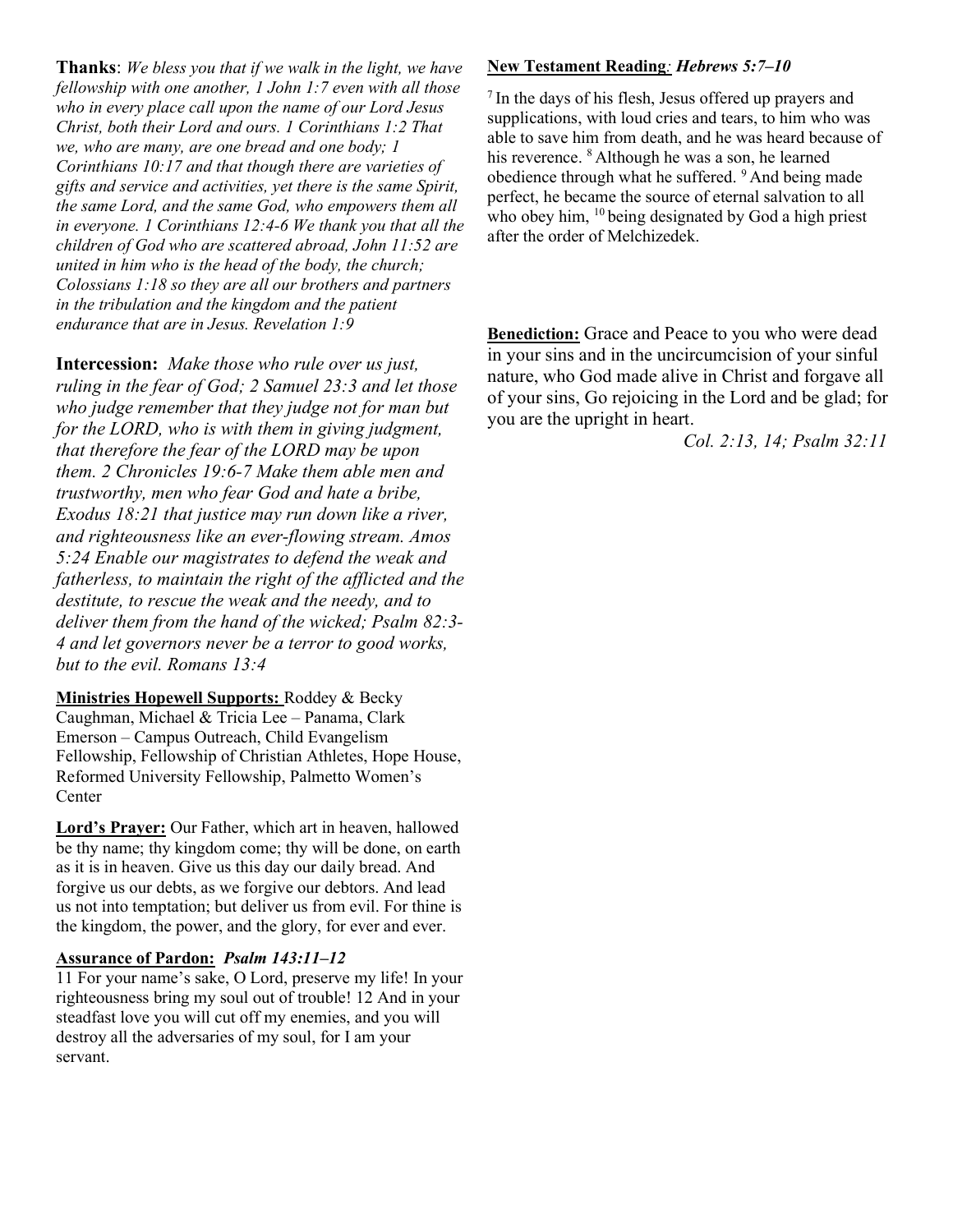**Thanks**: *We bless you that if we walk in the light, we have fellowship with one another, 1 John 1:7 even with all those who in every place call upon the name of our Lord Jesus Christ, both their Lord and ours. 1 Corinthians 1:2 That we, who are many, are one bread and one body; 1 Corinthians 10:17 and that though there are varieties of gifts and service and activities, yet there is the same Spirit, the same Lord, and the same God, who empowers them all in everyone. 1 Corinthians 12:4-6 We thank you that all the children of God who are scattered abroad, John 11:52 are united in him who is the head of the body, the church; Colossians 1:18 so they are all our brothers and partners in the tribulation and the kingdom and the patient endurance that are in Jesus. Revelation 1:9*

**Intercession:** *Make those who rule over us just, ruling in the fear of God; 2 Samuel 23:3 and let those who judge remember that they judge not for man but for the LORD, who is with them in giving judgment, that therefore the fear of the LORD may be upon them. 2 Chronicles 19:6-7 Make them able men and trustworthy, men who fear God and hate a bribe, Exodus 18:21 that justice may run down like a river, and righteousness like an ever-flowing stream. Amos 5:24 Enable our magistrates to defend the weak and fatherless, to maintain the right of the afflicted and the destitute, to rescue the weak and the needy, and to deliver them from the hand of the wicked; Psalm 82:3-4 and let governors never be a terror to good works, but to the evil. Romans 13:4*

**Ministries Hopewell Supports:** Roddey & Becky Caughman, Michael & Tricia Lee – Panama, Clark Emerson – Campus Outreach, Child Evangelism Fellowship, Fellowship of Christian Athletes, Hope House, Reformed University Fellowship, Palmetto Women's Center

**Lord's Prayer:** Our Father, which art in heaven, hallowed be thy name; thy kingdom come; thy will be done, on earth as it is in heaven. Give us this day our daily bread. And forgive us our debts, as we forgive our debtors. And lead us not into temptation; but deliver us from evil. For thine is the kingdom, the power, and the glory, for ever and ever.

**Assurance of Pardon:** ***Psalm 143:11–12***

11 For your name's sake, O Lord, preserve my life! In your righteousness bring my soul out of trouble! 12 And in your steadfast love you will cut off my enemies, and you will destroy all the adversaries of my soul, for I am your servant.

**New Testament Reading***:* ***Hebrews 5:7–10***

7 In the days of his flesh, Jesus offered up prayers and supplications, with loud cries and tears, to him who was able to save him from death, and he was heard because of his reverence. 8 Although he was a son, he learned obedience through what he suffered. 9 And being made perfect, he became the source of eternal salvation to all who obey him, 10 being designated by God a high priest after the order of Melchizedek.

**Benediction:** Grace and Peace to you who were dead in your sins and in the uncircumcision of your sinful nature, who God made alive in Christ and forgave all of your sins, Go rejoicing in the Lord and be glad; for you are the upright in heart.

*Col. 2:13, 14; Psalm 32:11*